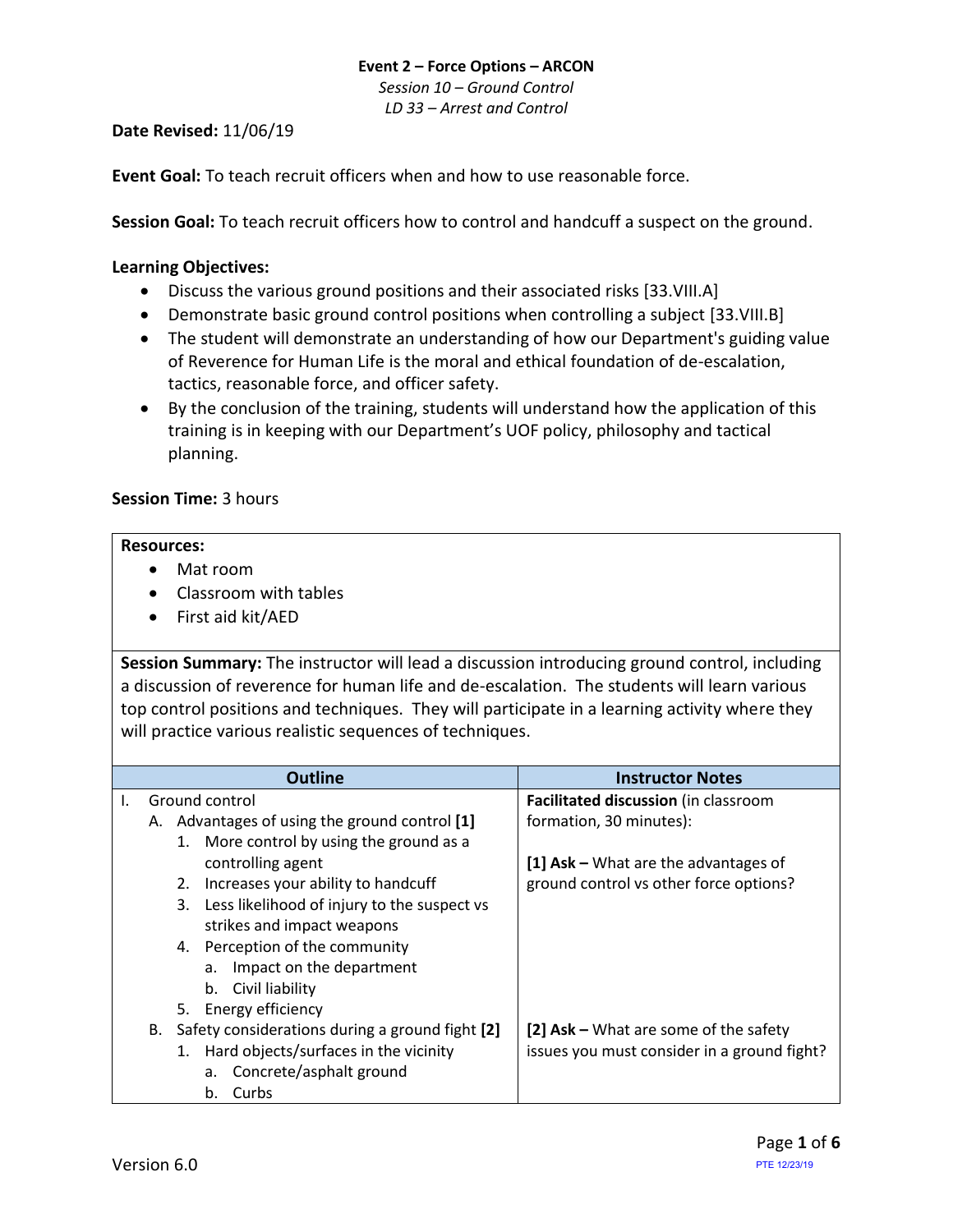**Event 2 – Force Options – ARCON**
*Session 10 – Ground Control*
*LD 33 – Arrest and Control*

**Date Revised:** 11/06/19

**Event Goal:** To teach recruit officers when and how to use reasonable force.

**Session Goal:** To teach recruit officers how to control and handcuff a suspect on the ground.

**Learning Objectives:**

- Discuss the various ground positions and their associated risks [33.VIII.A]
- Demonstrate basic ground control positions when controlling a subject [33.VIII.B]
- The student will demonstrate an understanding of how our Department's guiding value of Reverence for Human Life is the moral and ethical foundation of de-escalation, tactics, reasonable force, and officer safety.
- By the conclusion of the training, students will understand how the application of this training is in keeping with our Department's UOF policy, philosophy and tactical planning.

**Session Time:** 3 hours

**Resources:**

- Mat room
- Classroom with tables
- First aid kit/AED

**Session Summary:** The instructor will lead a discussion introducing ground control, including a discussion of reverence for human life and de-escalation. The students will learn various top control positions and techniques. They will participate in a learning activity where they will practice various realistic sequences of techniques.

| Outline | Instructor Notes |
|---|---|
| I. Ground control<br>A. Advantages of using the ground control **[1]**<br>1. More control by using the ground as a controlling agent<br>2. Increases your ability to handcuff<br>3. Less likelihood of injury to the suspect vs strikes and impact weapons<br>4. Perception of the community<br>a. Impact on the department<br>b. Civil liability<br>5. Energy efficiency | **Facilitated discussion** (in classroom formation, 30 minutes):<br><br>**[1] Ask –** What are the advantages of ground control vs other force options? |
| B. Safety considerations during a ground fight **[2]**<br>1. Hard objects/surfaces in the vicinity<br>a. Concrete/asphalt ground<br>b. Curbs | **[2] Ask –** What are some of the safety issues you must consider in a ground fight? |

Version 6.0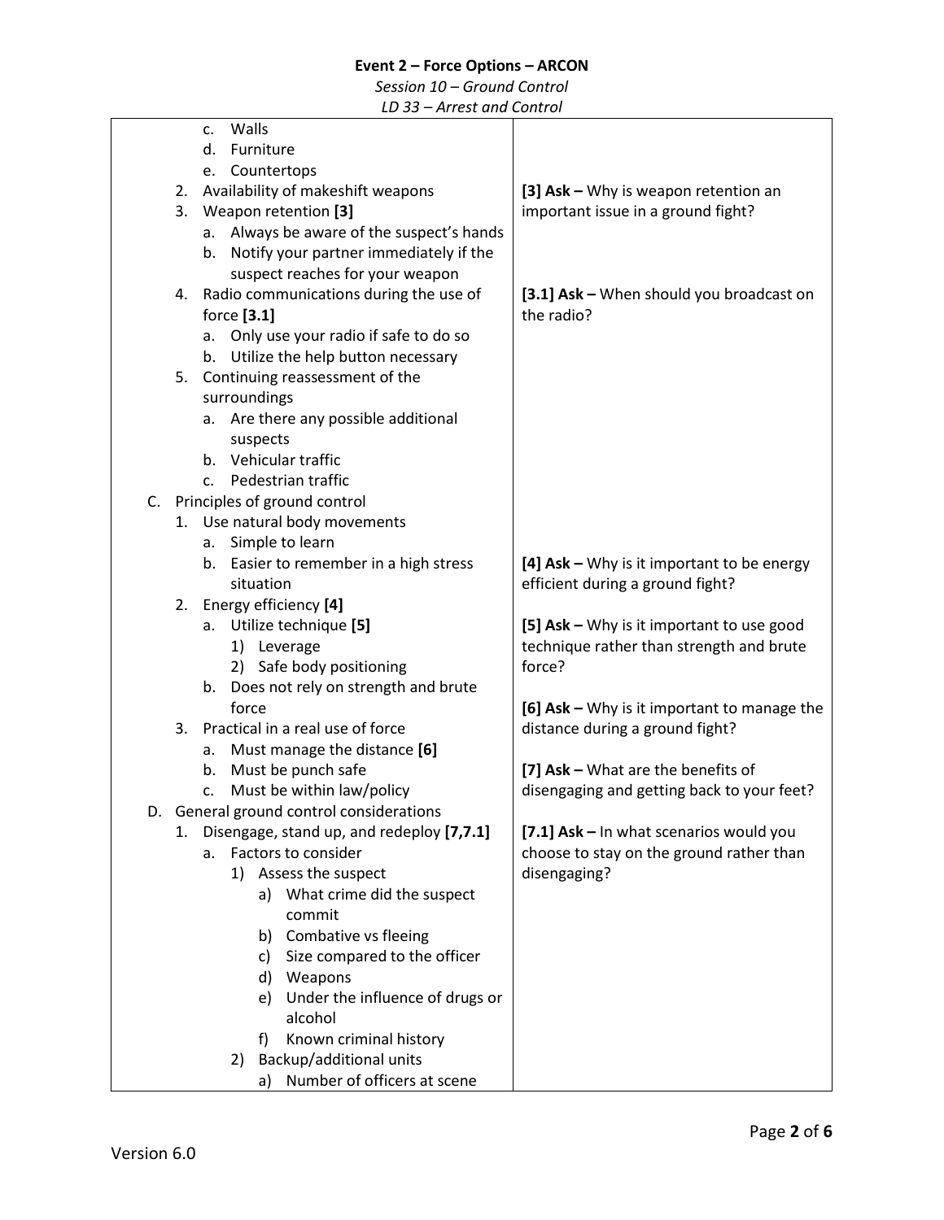| | |
|---|---|
| c. Walls<br>d. Furniture<br>e. Countertops | |
| 2. Availability of makeshift weapons<br>3. Weapon retention **[3]**<br>&nbsp;&nbsp;a. Always be aware of the suspect's hands<br>&nbsp;&nbsp;b. Notify your partner immediately if the suspect reaches for your weapon | **[3] Ask –** Why is weapon retention an important issue in a ground fight? |
| 4. Radio communications during the use of force **[3.1]**<br>&nbsp;&nbsp;a. Only use your radio if safe to do so<br>&nbsp;&nbsp;b. Utilize the help button necessary<br>5. Continuing reassessment of the surroundings<br>&nbsp;&nbsp;a. Are there any possible additional suspects<br>&nbsp;&nbsp;b. Vehicular traffic<br>&nbsp;&nbsp;c. Pedestrian traffic | **[3.1] Ask –** When should you broadcast on the radio? |
| C. Principles of ground control<br>1. Use natural body movements<br>&nbsp;&nbsp;a. Simple to learn<br>&nbsp;&nbsp;b. Easier to remember in a high stress situation<br>2. Energy efficiency **[4]** | **[4] Ask –** Why is it important to be energy efficient during a ground fight? |
| &nbsp;&nbsp;a. Utilize technique **[5]**<br>&nbsp;&nbsp;&nbsp;&nbsp;1) Leverage<br>&nbsp;&nbsp;&nbsp;&nbsp;2) Safe body positioning<br>&nbsp;&nbsp;b. Does not rely on strength and brute force | **[5] Ask –** Why is it important to use good technique rather than strength and brute force? |
| 3. Practical in a real use of force<br>&nbsp;&nbsp;a. Must manage the distance **[6]** | **[6] Ask –** Why is it important to manage the distance during a ground fight? |
| &nbsp;&nbsp;b. Must be punch safe<br>&nbsp;&nbsp;c. Must be within law/policy<br>D. General ground control considerations<br>1. Disengage, stand up, and redeploy **[7,7.1]** | **[7] Ask –** What are the benefits of disengaging and getting back to your feet? |
| &nbsp;&nbsp;a. Factors to consider<br>&nbsp;&nbsp;&nbsp;&nbsp;1) Assess the suspect<br>&nbsp;&nbsp;&nbsp;&nbsp;&nbsp;&nbsp;a) What crime did the suspect commit<br>&nbsp;&nbsp;&nbsp;&nbsp;&nbsp;&nbsp;b) Combative vs fleeing<br>&nbsp;&nbsp;&nbsp;&nbsp;&nbsp;&nbsp;c) Size compared to the officer<br>&nbsp;&nbsp;&nbsp;&nbsp;&nbsp;&nbsp;d) Weapons<br>&nbsp;&nbsp;&nbsp;&nbsp;&nbsp;&nbsp;e) Under the influence of drugs or alcohol<br>&nbsp;&nbsp;&nbsp;&nbsp;&nbsp;&nbsp;f) Known criminal history<br>&nbsp;&nbsp;&nbsp;&nbsp;2) Backup/additional units<br>&nbsp;&nbsp;&nbsp;&nbsp;&nbsp;&nbsp;a) Number of officers at scene | **[7.1] Ask –** In what scenarios would you choose to stay on the ground rather than disengaging? |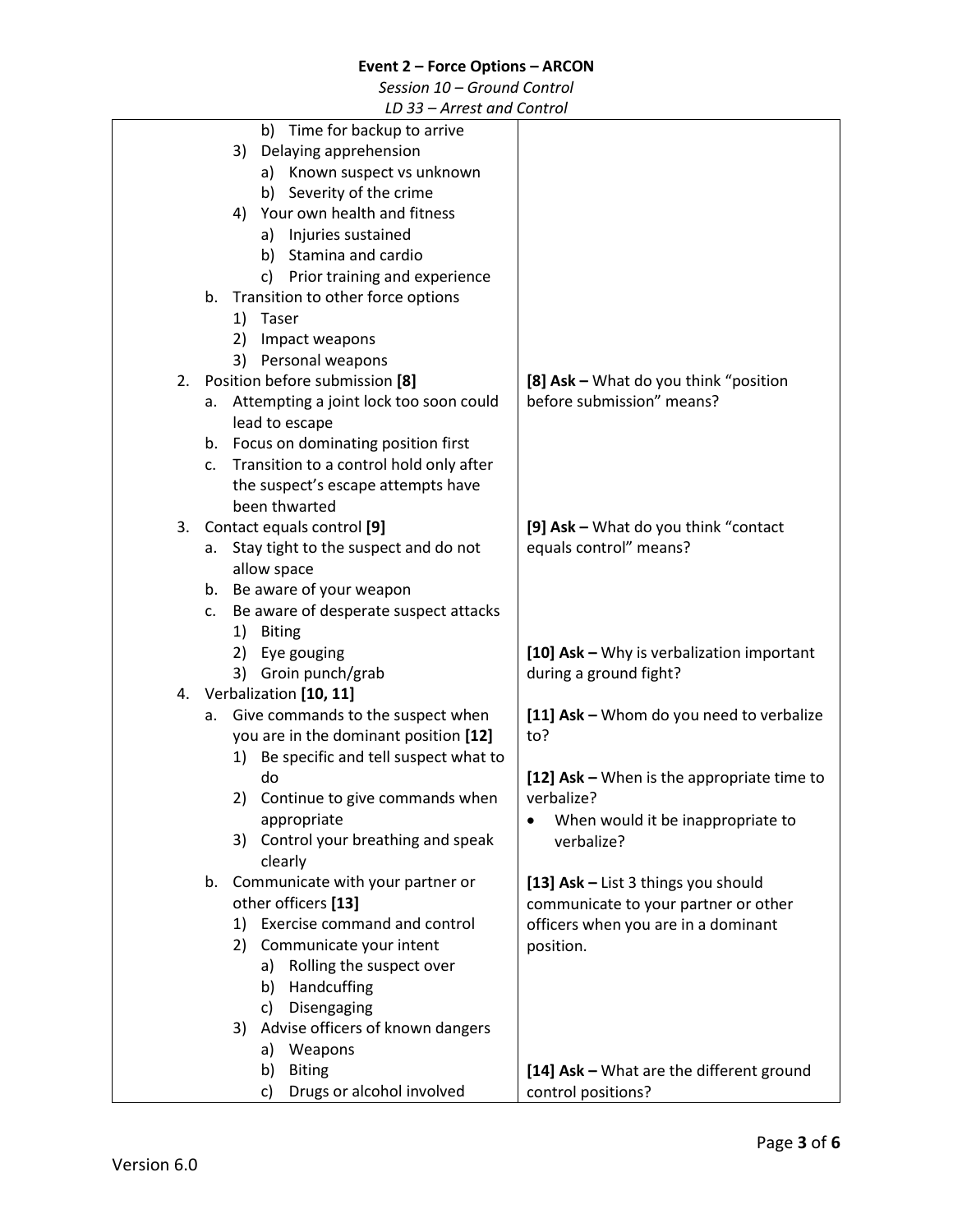| Content | Instructor Notes |
|---|---|
| b) Time for backup to arrive<br>3) Delaying apprehension<br>a) Known suspect vs unknown<br>b) Severity of the crime<br>4) Your own health and fitness<br>a) Injuries sustained<br>b) Stamina and cardio<br>c) Prior training and experience<br>b. Transition to other force options<br>1) Taser<br>2) Impact weapons<br>3) Personal weapons | |
| 2. Position before submission **[8]**<br>a. Attempting a joint lock too soon could lead to escape<br>b. Focus on dominating position first<br>c. Transition to a control hold only after the suspect's escape attempts have been thwarted | **[8] Ask –** What do you think "position before submission" means? |
| 3. Contact equals control **[9]**<br>a. Stay tight to the suspect and do not allow space<br>b. Be aware of your weapon<br>c. Be aware of desperate suspect attacks<br>1) Biting | **[9] Ask –** What do you think "contact equals control" means? |
| 2) Eye gouging<br>3) Groin punch/grab<br>4. Verbalization **[10, 11]** | **[10] Ask –** Why is verbalization important during a ground fight?<br><br>**[11] Ask –** Whom do you need to verbalize to? |
| a. Give commands to the suspect when you are in the dominant position **[12]**<br>1) Be specific and tell suspect what to do<br>2) Continue to give commands when appropriate<br>3) Control your breathing and speak clearly | **[12] Ask –** When is the appropriate time to verbalize?<br>• When would it be inappropriate to verbalize? |
| b. Communicate with your partner or other officers **[13]**<br>1) Exercise command and control<br>2) Communicate your intent<br>a) Rolling the suspect over<br>b) Handcuffing<br>c) Disengaging<br>3) Advise officers of known dangers<br>a) Weapons | **[13] Ask –** List 3 things you should communicate to your partner or other officers when you are in a dominant position. |
| b) Biting<br>c) Drugs or alcohol involved | **[14] Ask –** What are the different ground control positions? |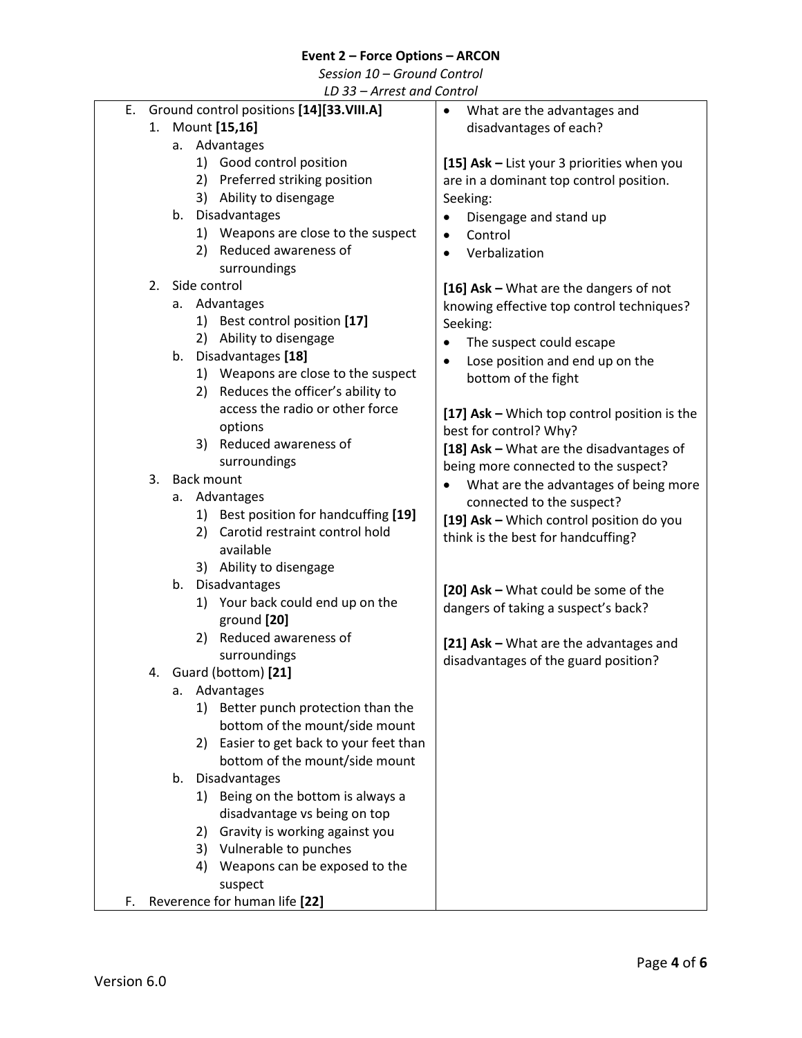**Event 2 – Force Options – ARCON**

*Session 10 – Ground Control*

*LD 33 – Arrest and Control*

| | |
|---|---|
| E. Ground control positions [14][33.VIII.A]<br>1. Mount [15,16]<br>a. Advantages<br>1) Good control position<br>2) Preferred striking position<br>3) Ability to disengage<br>b. Disadvantages<br>1) Weapons are close to the suspect<br>2) Reduced awareness of surroundings<br>2. Side control<br>a. Advantages<br>1) Best control position [17]<br>2) Ability to disengage<br>b. Disadvantages [18]<br>1) Weapons are close to the suspect<br>2) Reduces the officer's ability to access the radio or other force options<br>3) Reduced awareness of surroundings<br>3. Back mount<br>a. Advantages<br>1) Best position for handcuffing [19]<br>2) Carotid restraint control hold available<br>3) Ability to disengage<br>b. Disadvantages<br>1) Your back could end up on the ground [20]<br>2) Reduced awareness of surroundings<br>4. Guard (bottom) [21]<br>a. Advantages<br>1) Better punch protection than the bottom of the mount/side mount<br>2) Easier to get back to your feet than bottom of the mount/side mount<br>b. Disadvantages<br>1) Being on the bottom is always a disadvantage vs being on top<br>2) Gravity is working against you<br>3) Vulnerable to punches<br>4) Weapons can be exposed to the suspect<br>F. Reverence for human life [22] | • What are the advantages and disadvantages of each?<br><br>**[15] Ask –** List your 3 priorities when you are in a dominant top control position. Seeking:<br>• Disengage and stand up<br>• Control<br>• Verbalization<br><br>**[16] Ask –** What are the dangers of not knowing effective top control techniques? Seeking:<br>• The suspect could escape<br>• Lose position and end up on the bottom of the fight<br><br>**[17] Ask –** Which top control position is the best for control? Why?<br>**[18] Ask –** What are the disadvantages of being more connected to the suspect?<br>• What are the advantages of being more connected to the suspect?<br>**[19] Ask –** Which control position do you think is the best for handcuffing?<br><br>**[20] Ask –** What could be some of the dangers of taking a suspect's back?<br><br>**[21] Ask –** What are the advantages and disadvantages of the guard position? |

Version 6.0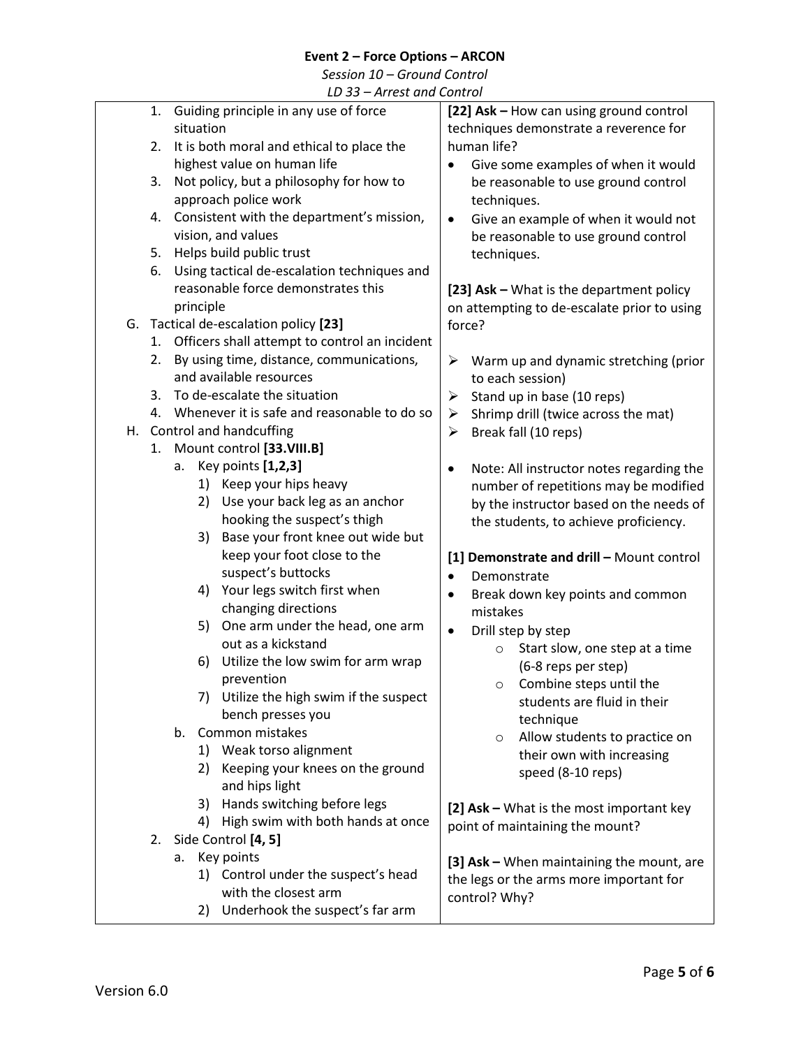**Event 2 – Force Options – ARCON**

*Session 10 – Ground Control*

*LD 33 – Arrest and Control*

| | |
|---|---|
| 1. Guiding principle in any use of force situation<br>2. It is both moral and ethical to place the highest value on human life<br>3. Not policy, but a philosophy for how to approach police work<br>4. Consistent with the department's mission, vision, and values<br>5. Helps build public trust<br>6. Using tactical de-escalation techniques and reasonable force demonstrates this principle<br>G. Tactical de-escalation policy **[23]**<br>1. Officers shall attempt to control an incident<br>2. By using time, distance, communications, and available resources<br>3. To de-escalate the situation<br>4. Whenever it is safe and reasonable to do so<br>H. Control and handcuffing<br>1. Mount control **[33.VIII.B]**<br>a. Key points **[1,2,3]**<br>1) Keep your hips heavy<br>2) Use your back leg as an anchor hooking the suspect's thigh<br>3) Base your front knee out wide but keep your foot close to the suspect's buttocks<br>4) Your legs switch first when changing directions<br>5) One arm under the head, one arm out as a kickstand<br>6) Utilize the low swim for arm wrap prevention<br>7) Utilize the high swim if the suspect bench presses you<br>b. Common mistakes<br>1) Weak torso alignment<br>2) Keeping your knees on the ground and hips light<br>3) Hands switching before legs<br>4) High swim with both hands at once<br>2. Side Control **[4, 5]**<br>a. Key points<br>1) Control under the suspect's head with the closest arm<br>2) Underhook the suspect's far arm | **[22] Ask –** How can using ground control techniques demonstrate a reverence for human life?<br>• Give some examples of when it would be reasonable to use ground control techniques.<br>• Give an example of when it would not be reasonable to use ground control techniques.<br><br>**[23] Ask –** What is the department policy on attempting to de-escalate prior to using force?<br><br>➢ Warm up and dynamic stretching (prior to each session)<br>➢ Stand up in base (10 reps)<br>➢ Shrimp drill (twice across the mat)<br>➢ Break fall (10 reps)<br><br>• Note: All instructor notes regarding the number of repetitions may be modified by the instructor based on the needs of the students, to achieve proficiency.<br><br>**[1] Demonstrate and drill –** Mount control<br>• Demonstrate<br>• Break down key points and common mistakes<br>• Drill step by step<br>○ Start slow, one step at a time (6-8 reps per step)<br>○ Combine steps until the students are fluid in their technique<br>○ Allow students to practice on their own with increasing speed (8-10 reps)<br><br>**[2] Ask –** What is the most important key point of maintaining the mount?<br><br>**[3] Ask –** When maintaining the mount, are the legs or the arms more important for control? Why? |

Version 6.0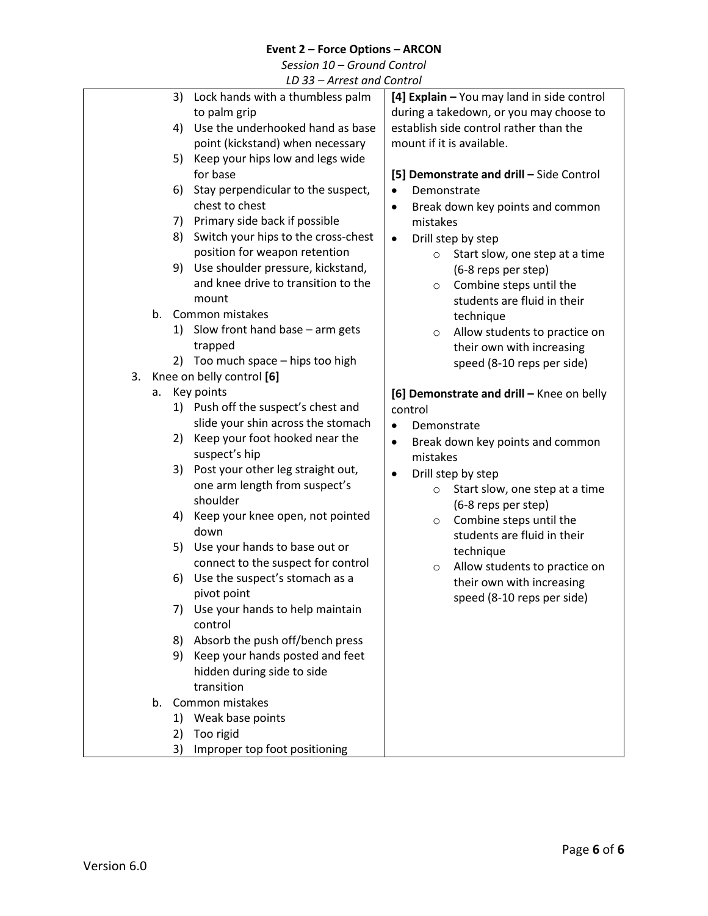| | |
|---|---|
| 3) Lock hands with a thumbless palm to palm grip<br>4) Use the underhooked hand as base point (kickstand) when necessary<br>5) Keep your hips low and legs wide for base<br>6) Stay perpendicular to the suspect, chest to chest<br>7) Primary side back if possible<br>8) Switch your hips to the cross-chest position for weapon retention<br>9) Use shoulder pressure, kickstand, and knee drive to transition to the mount<br>b. Common mistakes<br>1) Slow front hand base – arm gets trapped<br>2) Too much space – hips too high<br>3. Knee on belly control **[6]**<br>a. Key points<br>1) Push off the suspect's chest and slide your shin across the stomach<br>2) Keep your foot hooked near the suspect's hip<br>3) Post your other leg straight out, one arm length from suspect's shoulder<br>4) Keep your knee open, not pointed down<br>5) Use your hands to base out or connect to the suspect for control<br>6) Use the suspect's stomach as a pivot point<br>7) Use your hands to help maintain control<br>8) Absorb the push off/bench press<br>9) Keep your hands posted and feet hidden during side to side transition<br>b. Common mistakes<br>1) Weak base points<br>2) Too rigid<br>3) Improper top foot positioning | **[4] Explain –** You may land in side control during a takedown, or you may choose to establish side control rather than the mount if it is available.<br><br>**[5] Demonstrate and drill –** Side Control<br>• Demonstrate<br>• Break down key points and common mistakes<br>• Drill step by step<br>  ○ Start slow, one step at a time (6-8 reps per step)<br>  ○ Combine steps until the students are fluid in their technique<br>  ○ Allow students to practice on their own with increasing speed (8-10 reps per side)<br><br>**[6] Demonstrate and drill –** Knee on belly control<br>• Demonstrate<br>• Break down key points and common mistakes<br>• Drill step by step<br>  ○ Start slow, one step at a time (6-8 reps per step)<br>  ○ Combine steps until the students are fluid in their technique<br>  ○ Allow students to practice on their own with increasing speed (8-10 reps per side) |